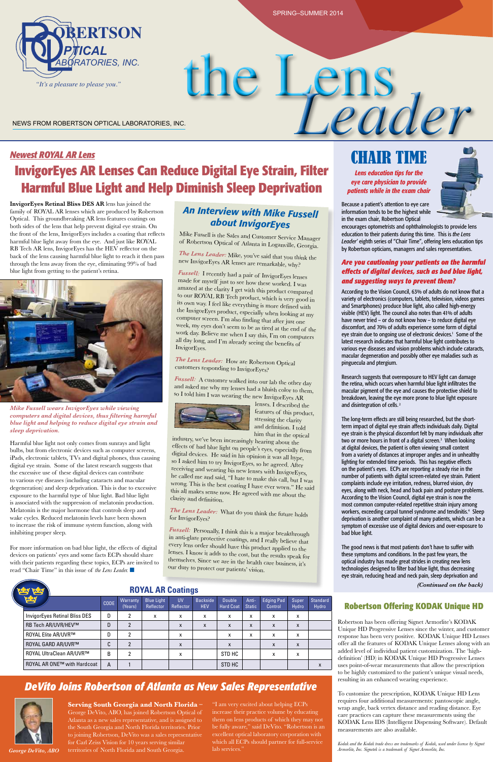SPRING–SUMMER 2014

# ROBERTSON OPTICAL LABORATORIES, INC.

*"It's a pleasure to please you."*

# the Lens Leader

NEWS FROM ROBERTSON OPTICAL LABORATORIES, INC.

## *Newest ROYAL AR Lens*

# InvigorEyes AR Lenses Can Reduce Digital Eye Strain, Filter Harmful Blue Light and Help Diminish Sleep Deprivation

**InvigorEyes Retinal Bliss DES AR** lens has joined the family of ROYAL AR lenses which are produced by Robertson Optical. This groundbreaking AR lens features coatings on both sides of the lens that help prevent digital eye strain. On the front of the lens, InvigorEyes includes a coating that reflects harmful blue light away from the eye. And just like ROYAL RB Tech AR lens, InvigorEyes has the HEV reflector on the back of the lens causing harmful blue light to reach it then pass through the lens away from the eye, eliminating 99% of bad blue light from getting to the patient's retina.

*Mike Fussell wears InvigorEyes while viewing computers and digital devices, thus filtering harmful blue light and helping to reduce digital eye strain and sleep deprivation.*

Harmful blue light not only comes from sunrays and light bulbs, but from electronic devices such as computer screens, iPads, electronic tablets, TVs and digital phones, thus causing digital eye strain. Some of the latest research suggests that the excessive use of these digital devices can contribute to various eye diseases (including cataracts and macular degeneration) and sleep deprivation. This is due to excessive exposure to the harmful type of blue light. Bad blue light is associated with the suppression of melatonin production. Melatonin is the major hormone that controls sleep and wake cycles. Reduced melatonin levels have been shown to increase the risk of immune system function, along with inhibiting proper sleep.

For more information on bad blue light, the effects of digital devices on patients' eyes and some facts ECPs should share with their patients regarding these topics, ECPs are invited to read "Chair Time" in this issue of *the Lens Leader.* ■

## *An Interview with Mike Fussell about InvigorEyes*

Mike Fussell is the Sales and Customer Service Manager of Robertson Optical of Atlanta in Loganville, Georgia.

*The Lens Leader:* Mike, you've said that you think the new InvigorEyes AR lenses are remarkable, why?

*Fussell:* I recently had a pair of InvigorEyes lenses made for myself just to see how these worked. I was amazed at the clarity I get with this product compared to our ROYAL RB Tech product, which is very good in its own way. I feel like everything is more defined with the InvigorEyes product, especially when looking at my computer screen. I'm also finding that after just one week, my eyes don't seem to be as tired at the end of the work day. Believe me when I say this, I'm on computers all day long, and I'm already seeing the benefits of InvigorEyes.

*The Lens Leader:* How are Robertson Optical customers responding to InvigorEyes?

*Fussell:* A customer walked into our lab the other day and asked me why my lenses had a bluish color to them, so I told him I was wearing the new InvigorEyes AR lenses. I described the features of this product, stressing the clarity and definition. I told him that in the optical industry, we've been increasingly hearing about the effects of bad blue light on people's eyes, especially from digital devices. He said in his opinion it was all hype, so I asked him to try InvigorEyes, so he agreed. After receiving and wearing his new lenses with InvigorEyes, he called me and said, "I hate to make this call, but I was wrong. This is the best coating I have ever worn." He said this all makes sense now. He agreed with me about the clarity and definition.

*The Lens Leader:* What do you think the future holds for InvigorEyes?

*Fussell:* Personally, I think this is a major breakthrough in anti-glare protective coatings, and I really believe that every lens order should have this product applied to the lenses. I know it adds to the cost, but the results speak for themselves. Since we are in the health care business, it's our duty to protect our patients' vision.

## ROYAL AR Coatings

| | CODE | Warranty (Years) | Blue Light Reflector | UV Reflector | Backside HEV | Double Hard Coat | Anti-Static | Edging Pad Control | Super Hydro | Standard Hydro |
|---|---|---|---|---|---|---|---|---|---|---|
| InvigorEyes Retinal Bliss DES | D | 2 | x | x | x | x | x | x | x | |
| RB Tech AR/UVR/HEV™ | D | 2 | | x | x | x | x | x | x | |
| ROYAL Elite AR/UVR™ | D | 2 | | x | | x | x | x | x | |
| ROYAL GARD AR/UVR™ | C | 2 | | x | | x | | x | x | |
| ROYAL UltraClean AR/UVR™ | B | 2 | | x | | STD HC | | x | x | |
| ROYAL AR ONE™ with Hardcoat | A | 1 | | | | STD HC | | | | x |

# CHAIR TIME

*Lens education tips for the eye care physician to provide patients while in the exam chair*

Because a patient's attention to eye care information tends to be the highest while in the exam chair, Robertson Optical encourages optometrists and ophthalmologists to provide lens education to their patients during this time. This is *the Lens Leader'* eighth series of "Chair Time", offering lens education tips by Robertson opticians, managers and sales representatives.

### *Are you cautioning your patients on the harmful effects of digital devices, such as bad blue light, and suggesting ways to prevent them?*

According to the Vision Council, 63% of adults do not know that a variety of electronics (computers, tablets, television, videos games and Smartphones) produce blue light, also called high-energy visible (HEV) light. The council also notes than 41% of adults have never tried – or do not know how – to reduce digital eye discomfort, and 70% of adults experience some form of digital eye strain due to ongoing use of electronic devices.[1] Some of the latest research indicates that harmful blue light contributes to various eye diseases and vision problems which include cataracts, macular degeneration and possibly other eye maladies such as pinguecula and ptergium.

Research suggests that overexposure to HEV light can damage the retina, which occurs when harmful blue light infiltrates the macular pigment of the eye and causes the protective shield to breakdown, leaving the eye more prone to blue light exposure and disintegration of cells.[2]

The long-term effects are still being researched, but the short-term impact of digital eye strain affects individuals daily. Digital eye strain is the physical discomfort felt by many individuals after two or more hours in front of a digital screen.[3] When looking at digital devices, the patient is often viewing small content from a variety of distances at improper angles and in unhealthy lighting for extended time periods. This has negative effects on the patient's eyes. ECPs are reporting a steady rise in the number of patients with digital screen-related eye strain. Patient complaints include eye irritation, redness, blurred vision, dry eyes, along with neck, head and back pain and posture problems. According to the Vision Council, digital eye strain is now the most common computer-related repetitive strain injury among workers, exceeding carpal tunnel syndrome and tendinitis.[4] Sleep deprivation is another complaint of many patients, which can be a symptom of excessive use of digital devices and over-exposure to bad blue light.

The good news is that most patients don't have to suffer with these symptoms and conditions. In the past few years, the optical industry has made great strides in creating new lens technologies designed to filter bad blue light, thus decreasing eye strain, reducing head and neck pain, sleep deprivation and

*(Continued on the back)*

## Robertson Offering KODAK Unique HD

Robertson has been offering Signet Armorlite's KODAK Unique HD Progressive Lenses since the winter, and customer response has been very positive. KODAK Unique HD Lenses offer all the features of KODAK Unique Lenses along with an added level of individual patient customization. The 'high-definition' (HD) in KODAK Unique HD Progressive Lenses uses point-of-wear measurements that allow the prescription to be highly customized to the patient's unique visual needs, resulting in an enhanced wearing experience.

To customize the prescription, KODAK Unique HD Lens requires four additional measurements: pantoscopic angle, wrap angle, back vertex distance and reading distance. Eye care practices can capture these measurements using the KODAK Lens IDS (Intelligent Dispensing Software). Default measurements are also available.

*Kodak and the Kodak trade dress are trademarks of Kodak, used under license by Signet Armorlite, Inc. Signetek is a trademark of Signet Armorlite, Inc.*

# DeVito Joins Robertson of Atlanta as New Sales Representative

*George DeVito, ABO*

**Serving South Georgia and North Florida –** George DeVito, ABO, has joined Robertson Optical of Atlanta as a new sales representative, and is assigned to the South Georgia and North Florida territories. Prior to joining Robertson, DeVito was a sales representative for Carl Zeiss Vision for 10 years serving similar territories of North Florida and South Georgia.

"I am very excited about helping ECPs increase their practice volume by educating them on lens products of which they may not be fully aware," said DeVito. "Robertson is an excellent optical laboratory corporation with which all ECPs should partner for full-service lab services."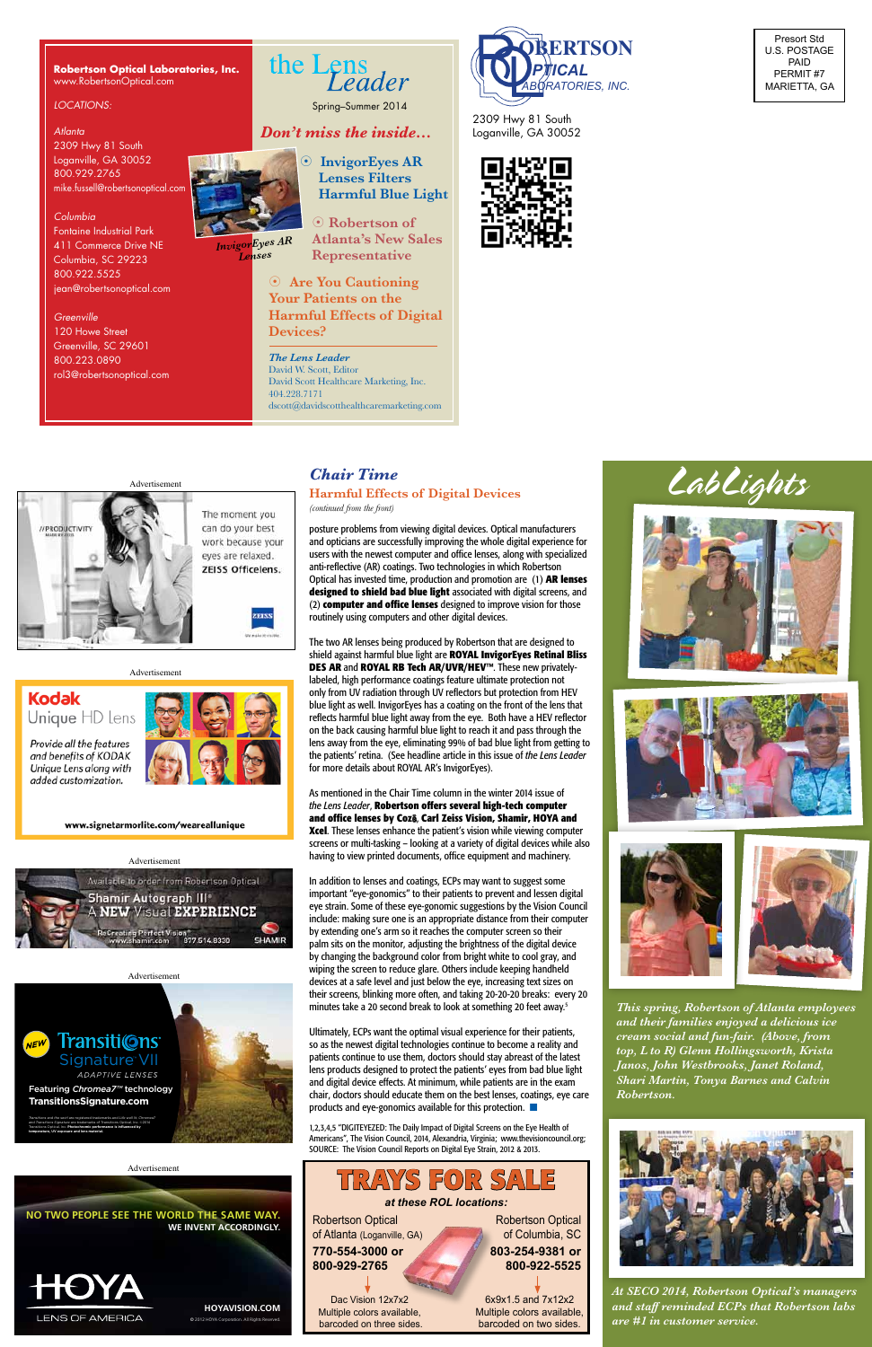Robertson Optical Laboratories, Inc.
www.RobertsonOptical.com

*LOCATIONS:*

*Atlanta*
2309 Hwy 81 South
Loganville, GA 30052
800.929.2765
mike.fussell@robertsonoptical.com

*Columbia*
Fontaine Industrial Park
411 Commerce Drive NE
Columbia, SC 29223
800.922.5525
jean@robertsonoptical.com

*Greenville*
120 Howe Street
Greenville, SC 29601
800.223.0890
rol3@robertsonoptical.com

# the Lens Leader

Spring–Summer 2014

## *Don't miss the inside…*

- InvigorEyes AR Lenses Filters Harmful Blue Light
- Robertson of Atlanta's New Sales Representative
- Are You Cautioning Your Patients on the Harmful Effects of Digital Devices?

*InvigorEyes AR Lenses*

*The Lens Leader*
David W. Scott, Editor
David Scott Healthcare Marketing, Inc.
404.228.7171
dscott@davidscotthealthcaremarketing.com

ROBERTSON OPTICAL LABORATORIES, INC.
2309 Hwy 81 South
Loganville, GA 30052

Presort Std
U.S. POSTAGE
PAID
PERMIT #7
MARIETTA, GA

Advertisement

//PRODUCTIVITY

The moment you can do your best work because your eyes are relaxed. ZEISS Officelens.

Advertisement

Kodak Unique HD lens

*Provide all the features and benefits of KODAK Unique Lens along with added customization.*

www.signetarmorlite.com/weareallunique

Advertisement

Available to order from Robertson Optical
Shamir Autograph III® A NEW Visual EXPERIENCE
ReCreating Perfect Vision® www.shamir.com 877.514.8330 SHAMIR

Advertisement

NEW Transitions Signature VII ADAPTIVE LENSES
Featuring *Chromea7*™ technology
TransitionsSignature.com

Advertisement

NO TWO PEOPLE SEE THE WORLD THE SAME WAY. WE INVENT ACCORDINGLY.
HOYA LENS OF AMERICA
HOYAVISION.COM

## *Chair Time*

### Harmful Effects of Digital Devices

*(continued from the front)*

posture problems from viewing digital devices. Optical manufacturers and opticians are successfully improving the whole digital experience for users with the newest computer and office lenses, along with specialized anti-reflective (AR) coatings. Two technologies in which Robertson Optical has invested time, production and promotion are (1) **AR lenses designed to shield bad blue light** associated with digital screens, and (2) **computer and office lenses** designed to improve vision for those routinely using computers and other digital devices.

The two AR lenses being produced by Robertson that are designed to shield against harmful blue light are **ROYAL InvigorEyes Retinal Bliss DES AR** and **ROYAL RB Tech AR/UVR/HEV™**. These new privately-labeled, high performance coatings feature ultimate protection not only from UV radiation through UV reflectors but protection from HEV blue light as well. InvigorEyes has a coating on the front of the lens that reflects harmful blue light away from the eye. Both have a HEV reflector on the back causing harmful blue light to reflect to it and pass through the lens away from the eye, eliminating 99% of bad blue light from getting to the patients' retina. (See headline article in this issue of *the Lens Leader* for more details about ROYAL AR's InvigorEyes).

As mentioned in the Chair Time column in the winter 2014 issue of *the Lens Leader*, **Robertson offers several high-tech computer and office lenses by Cozū, Carl Zeiss Vision, Shamir, HOYA and Xcel**. These lenses enhance the patient's vision while viewing computer screens or multi-tasking – looking at a variety of digital devices while also having to view printed documents, office equipment and machinery.

In addition to lenses and coatings, ECPs may want to suggest some important "eye-gonomics" to their patients to prevent and lessen digital eye strain. Some of these eye-gonomic suggestions by the Vision Council include: making sure one is an appropriate distance from their computer by extending one's arm so it reaches the computer screen so their palm sits on the monitor, adjusting the brightness of the digital device by changing the background color from bright white to cool gray, and wiping the screen to reduce glare. Others include keeping handheld devices at a safe level and just below the eye, increasing text sizes on their screens, blinking more often, and taking 20-20-20 breaks: every 20 minutes take a 20 second break to look at something 20 feet away.[5]

Ultimately, ECPs want the optimal visual experience for their patients, so as the newest digital technologies continue to become a reality and patients continue to use them, doctors should stay abreast of the latest lens products designed to protect the patients' eyes from bad blue light and digital device effects. At minimum, while patients are in the exam chair, doctors should educate them on the best lenses, coatings, eye care products and eye-gonomics to help their vision.

1,2,3,4,5 "DIGITEYEZED: The Daily Impact of Digital Screens on the Eye Health of Americans", The Vision Council, 2014, Alexandria, Virginia; www.thevisioncouncil.org; SOURCE: The Vision Council Reports on Digital Eye Strain, 2012 & 2013.

## TRAYS FOR SALE

*at these ROL locations:*

Robertson Optical of Atlanta (Loganville, GA)
**770-554-3000 or 800-929-2765**
Dac Vision 12x7x2
Multiple colors available, barcoded on three sides.

Robertson Optical of Columbia, SC
**803-254-9381 or 800-922-5525**
6x9x1.5 and 7x12x2
Multiple colors available, barcoded on two sides.

## *LabLights*

*This spring, Robertson of Atlanta employees and their families enjoyed a delicious ice cream social and fun-fair. (Above, from top, L to R) Glenn Hollingsworth, Krista Janos, John Westbrooks, Janet Roland, Shari Martin, Tonya Barnes and Calvin Robertson.*

*At SECO 2014, Robertson Optical's managers and staff reminded ECPs that Robertson labs are #1 in customer service.*